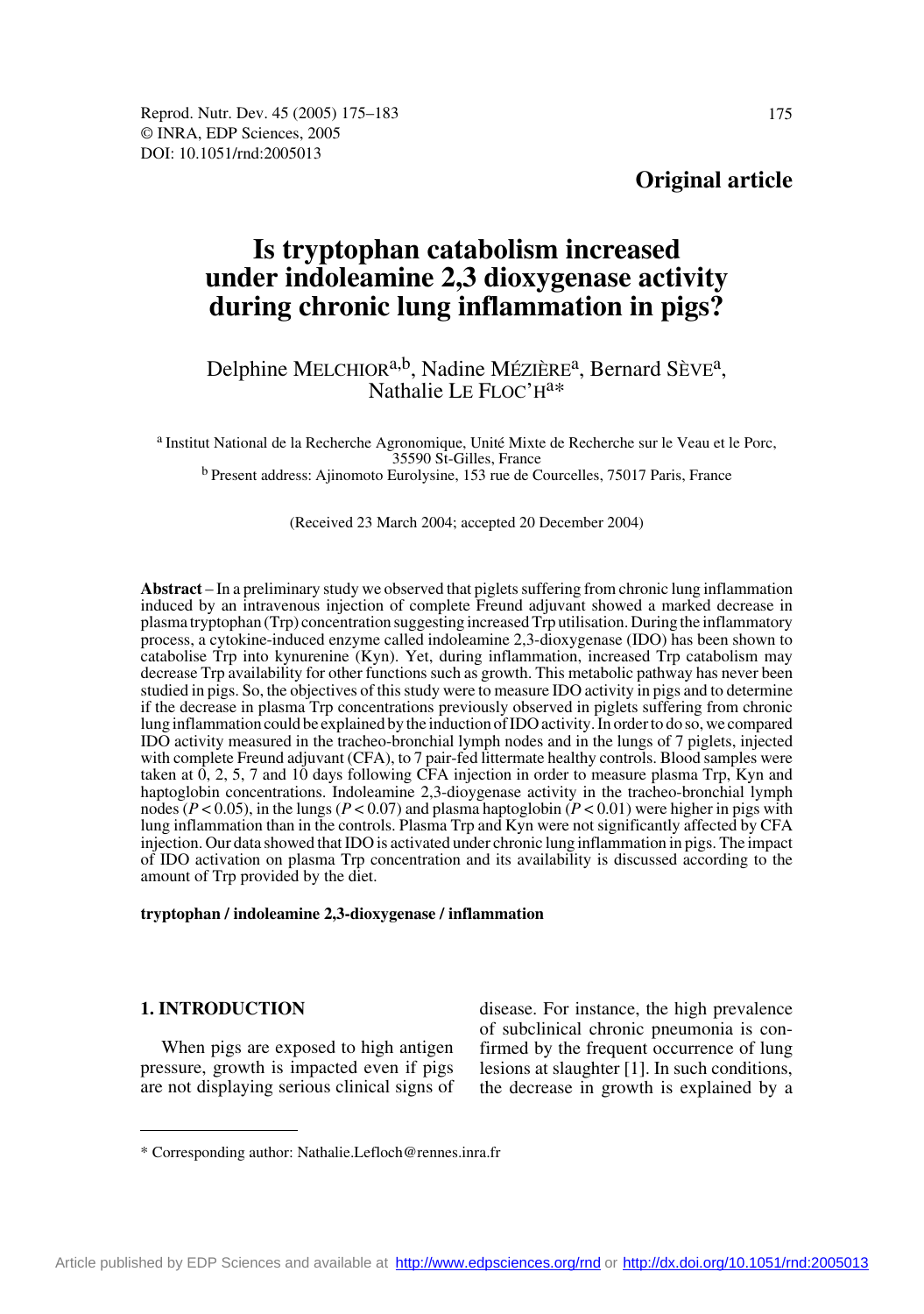**Original article**

# Is tryptophan catabolism increased under indoleamine 2,3 dioxygenase activity during chronic lung inflammation in pigs?

Delphine MELCHIOR[a,b], Nadine MÉZIÈRE[a], Bernard SÈVE[a], Nathalie LE FLOC'H[a]*

[a] Institut National de la Recherche Agronomique, Unité Mixte de Recherche sur le Veau et le Porc, 35590 St-Gilles, France
[b] Present address: Ajinomoto Eurolysine, 153 rue de Courcelles, 75017 Paris, France

(Received 23 March 2004; accepted 20 December 2004)

**Abstract** – In a preliminary study we observed that piglets suffering from chronic lung inflammation induced by an intravenous injection of complete Freund adjuvant showed a marked decrease in plasma tryptophan (Trp) concentration suggesting increased Trp utilisation. During the inflammatory process, a cytokine-induced enzyme called indoleamine 2,3-dioxygenase (IDO) has been shown to catabolise Trp into kynurenine (Kyn). Yet, during inflammation, increased Trp catabolism may decrease Trp availability for other functions such as growth. This metabolic pathway has never been studied in pigs. So, the objectives of this study were to measure IDO activity in pigs and to determine if the decrease in plasma Trp concentrations previously observed in piglets suffering from chronic lung inflammation could be explained by the induction of IDO activity. In order to do so, we compared IDO activity measured in the tracheo-bronchial lymph nodes and in the lungs of 7 piglets, injected with complete Freund adjuvant (CFA), to 7 pair-fed littermate healthy controls. Blood samples were taken at 0, 2, 5, 7 and 10 days following CFA injection in order to measure plasma Trp, Kyn and haptoglobin concentrations. Indoleamine 2,3-dioygenase activity in the tracheo-bronchial lymph nodes ($P < 0.05$), in the lungs ($P < 0.07$) and plasma haptoglobin ($P < 0.01$) were higher in pigs with lung inflammation than in the controls. Plasma Trp and Kyn were not significantly affected by CFA injection. Our data showed that IDO is activated under chronic lung inflammation in pigs. The impact of IDO activation on plasma Trp concentration and its availability is discussed according to the amount of Trp provided by the diet.

**tryptophan / indoleamine 2,3-dioxygenase / inflammation**

## 1. INTRODUCTION

When pigs are exposed to high antigen pressure, growth is impacted even if pigs are not displaying serious clinical signs of disease. For instance, the high prevalence of subclinical chronic pneumonia is confirmed by the frequent occurrence of lung lesions at slaughter [1]. In such conditions, the decrease in growth is explained by a

\* Corresponding author: Nathalie.Lefloch@rennes.inra.fr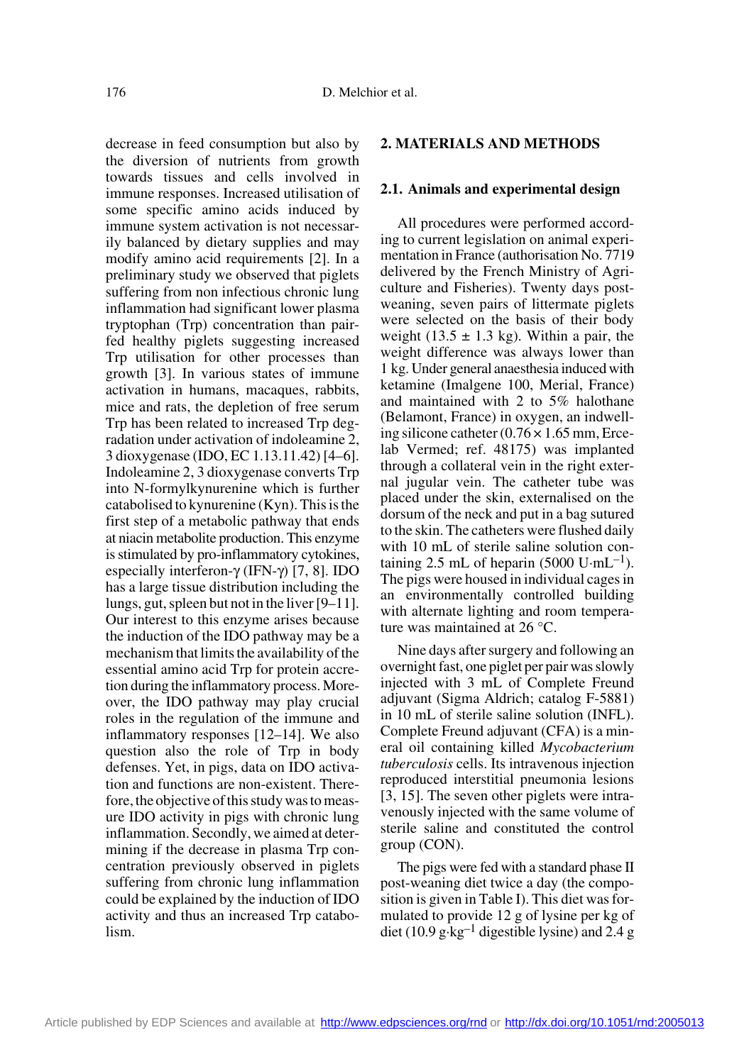decrease in feed consumption but also by the diversion of nutrients from growth towards tissues and cells involved in immune responses. Increased utilisation of some specific amino acids induced by immune system activation is not necessarily balanced by dietary supplies and may modify amino acid requirements [2]. In a preliminary study we observed that piglets suffering from non infectious chronic lung inflammation had significant lower plasma tryptophan (Trp) concentration than pair-fed healthy piglets suggesting increased Trp utilisation for other processes than growth [3]. In various states of immune activation in humans, macaques, rabbits, mice and rats, the depletion of free serum Trp has been related to increased Trp degradation under activation of indoleamine 2, 3 dioxygenase (IDO, EC 1.13.11.42) [4–6]. Indoleamine 2, 3 dioxygenase converts Trp into N-formylkynurenine which is further catabolised to kynurenine (Kyn). This is the first step of a metabolic pathway that ends at niacin metabolite production. This enzyme is stimulated by pro-inflammatory cytokines, especially interferon-γ (IFN-γ) [7, 8]. IDO has a large tissue distribution including the lungs, gut, spleen but not in the liver [9–11]. Our interest to this enzyme arises because the induction of the IDO pathway may be a mechanism that limits the availability of the essential amino acid Trp for protein accretion during the inflammatory process. Moreover, the IDO pathway may play crucial roles in the regulation of the immune and inflammatory responses [12–14]. We also question also the role of Trp in body defenses. Yet, in pigs, data on IDO activation and functions are non-existent. Therefore, the objective of this study was to measure IDO activity in pigs with chronic lung inflammation. Secondly, we aimed at determining if the decrease in plasma Trp concentration previously observed in piglets suffering from chronic lung inflammation could be explained by the induction of IDO activity and thus an increased Trp catabolism.

## 2. MATERIALS AND METHODS

### 2.1. Animals and experimental design

All procedures were performed according to current legislation on animal experimentation in France (authorisation No. 7719 delivered by the French Ministry of Agriculture and Fisheries). Twenty days post-weaning, seven pairs of littermate piglets were selected on the basis of their body weight ($13.5 \pm 1.3$ kg). Within a pair, the weight difference was always lower than 1 kg. Under general anaesthesia induced with ketamine (Imalgene 100, Merial, France) and maintained with 2 to 5% halothane (Belamont, France) in oxygen, an indwelling silicone catheter ($0.76 \times 1.65$ mm, Ercelab Vermed; ref. 48175) was implanted through a collateral vein in the right external jugular vein. The catheter tube was placed under the skin, externalised on the dorsum of the neck and put in a bag sutured to the skin. The catheters were flushed daily with 10 mL of sterile saline solution containing 2.5 mL of heparin ($5000 \text{ U}\cdot\text{mL}^{-1}$). The pigs were housed in individual cages in an environmentally controlled building with alternate lighting and room temperature was maintained at 26 °C.

Nine days after surgery and following an overnight fast, one piglet per pair was slowly injected with 3 mL of Complete Freund adjuvant (Sigma Aldrich; catalog F-5881) in 10 mL of sterile saline solution (INFL). Complete Freund adjuvant (CFA) is a mineral oil containing killed *Mycobacterium tuberculosis* cells. Its intravenous injection reproduced interstitial pneumonia lesions [3, 15]. The seven other piglets were intravenously injected with the same volume of sterile saline and constituted the control group (CON).

The pigs were fed with a standard phase II post-weaning diet twice a day (the composition is given in Table I). This diet was formulated to provide 12 g of lysine per kg of diet ($10.9 \text{ g}\cdot\text{kg}^{-1}$ digestible lysine) and 2.4 g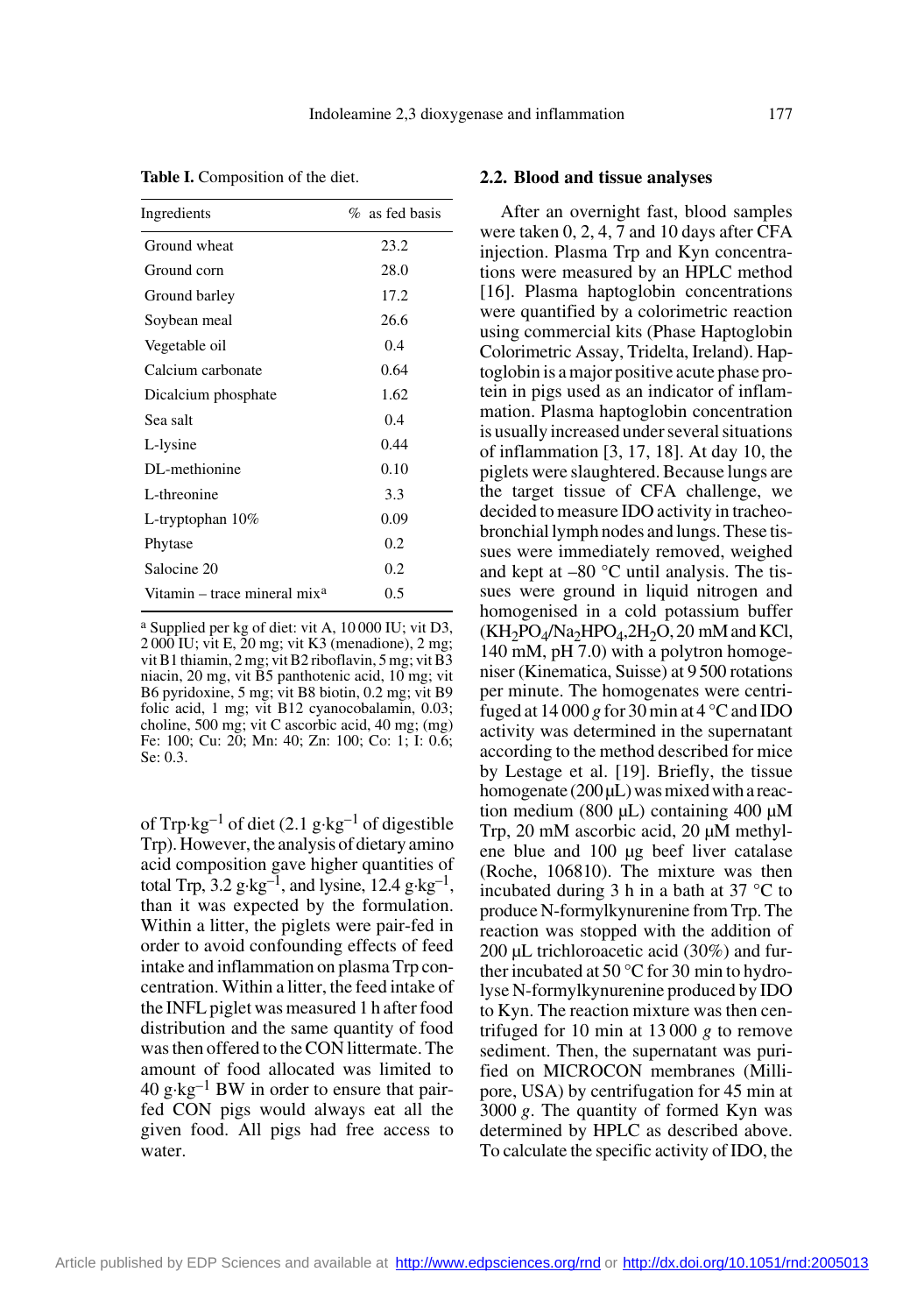**Table I.** Composition of the diet.

| Ingredients | % as fed basis |
|---|---|
| Ground wheat | 23.2 |
| Ground corn | 28.0 |
| Ground barley | 17.2 |
| Soybean meal | 26.6 |
| Vegetable oil | 0.4 |
| Calcium carbonate | 0.64 |
| Dicalcium phosphate | 1.62 |
| Sea salt | 0.4 |
| L-lysine | 0.44 |
| DL-methionine | 0.10 |
| L-threonine | 3.3 |
| L-tryptophan 10% | 0.09 |
| Phytase | 0.2 |
| Salocine 20 | 0.2 |
| Vitamin – trace mineral mix[a] | 0.5 |

[a] Supplied per kg of diet: vit A, 10 000 IU; vit D3, 2 000 IU; vit E, 20 mg; vit K3 (menadione), 2 mg; vit B1 thiamin, 2 mg; vit B2 riboflavin, 5 mg; vit B3 niacin, 20 mg, vit B5 panthotenic acid, 10 mg; vit B6 pyridoxine, 5 mg; vit B8 biotin, 0.2 mg; vit B9 folic acid, 1 mg; vit B12 cyanocobalamin, 0.03; choline, 500 mg; vit C ascorbic acid, 40 mg; (mg) Fe: 100; Cu: 20; Mn: 40; Zn: 100; Co: 1; I: 0.6; Se: 0.3.

of Trp·$kg^{-1}$ of diet (2.1 g·$kg^{-1}$ of digestible Trp). However, the analysis of dietary amino acid composition gave higher quantities of total Trp, 3.2 g·$kg^{-1}$, and lysine, 12.4 g·$kg^{-1}$, than it was expected by the formulation. Within a litter, the piglets were pair-fed in order to avoid confounding effects of feed intake and inflammation on plasma Trp concentration. Within a litter, the feed intake of the INFL piglet was measured 1 h after food distribution and the same quantity of food was then offered to the CON littermate. The amount of food allocated was limited to 40 g·$kg^{-1}$ BW in order to ensure that pair-fed CON pigs would always eat all the given food. All pigs had free access to water.

## 2.2. Blood and tissue analyses

After an overnight fast, blood samples were taken 0, 2, 4, 7 and 10 days after CFA injection. Plasma Trp and Kyn concentrations were measured by an HPLC method [16]. Plasma haptoglobin concentrations were quantified by a colorimetric reaction using commercial kits (Phase Haptoglobin Colorimetric Assay, Tridelta, Ireland). Haptoglobin is a major positive acute phase protein in pigs used as an indicator of inflammation. Plasma haptoglobin concentration is usually increased under several situations of inflammation [3, 17, 18]. At day 10, the piglets were slaughtered. Because lungs are the target tissue of CFA challenge, we decided to measure IDO activity in tracheobronchial lymph nodes and lungs. These tissues were immediately removed, weighed and kept at –80 °C until analysis. The tissues were ground in liquid nitrogen and homogenised in a cold potassium buffer ($KH_2PO_4$/$Na_2HPO_4$,$2H_2O$, 20 mM and KCl, 140 mM, pH 7.0) with a polytron homogeniser (Kinematica, Suisse) at 9 500 rotations per minute. The homogenates were centrifuged at 14 000 *g* for 30 min at 4 °C and IDO activity was determined in the supernatant according to the method described for mice by Lestage et al. [19]. Briefly, the tissue homogenate (200 µL) was mixed with a reaction medium (800 µL) containing 400 µM Trp, 20 mM ascorbic acid, 20 µM methylene blue and 100 µg beef liver catalase (Roche, 106810). The mixture was then incubated during 3 h in a bath at 37 °C to produce N-formylkynurenine from Trp. The reaction was stopped with the addition of 200 µL trichloroacetic acid (30%) and further incubated at 50 °C for 30 min to hydrolyse N-formylkynurenine produced by IDO to Kyn. The reaction mixture was then centrifuged for 10 min at 13 000 *g* to remove sediment. Then, the supernatant was purified on MICROCON membranes (Millipore, USA) by centrifugation for 45 min at 3000 *g*. The quantity of formed Kyn was determined by HPLC as described above. To calculate the specific activity of IDO, the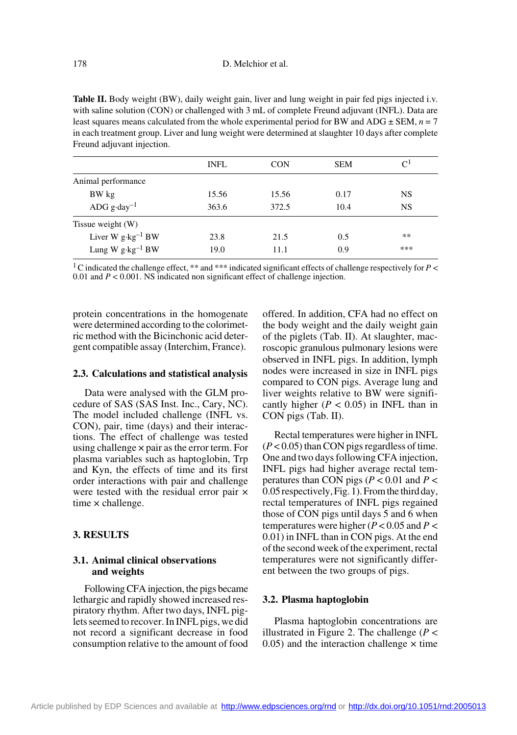**Table II.** Body weight (BW), daily weight gain, liver and lung weight in pair fed pigs injected i.v. with saline solution (CON) or challenged with 3 mL of complete Freund adjuvant (INFL). Data are least squares means calculated from the whole experimental period for BW and ADG ± SEM, $n = 7$ in each treatment group. Liver and lung weight were determined at slaughter 10 days after complete Freund adjuvant injection.

| | INFL | CON | SEM | C[1] |
|---|---|---|---|---|
| Animal performance | | | | |
| BW kg | 15.56 | 15.56 | 0.17 | NS |
| ADG $g \cdot day^{-1}$ | 363.6 | 372.5 | 10.4 | NS |
| Tissue weight (W) | | | | |
| Liver W $g \cdot kg^{-1}$ BW | 23.8 | 21.5 | 0.5 | ** |
| Lung W $g \cdot kg^{-1}$ BW | 19.0 | 11.1 | 0.9 | *** |

[1] C indicated the challenge effect, ** and *** indicated significant effects of challenge respectively for $P < 0.01$ and $P < 0.001$. NS indicated non significant effect of challenge injection.

protein concentrations in the homogenate were determined according to the colorimetric method with the Bicinchonic acid detergent compatible assay (Interchim, France).

### 2.3. Calculations and statistical analysis

Data were analysed with the GLM procedure of SAS (SAS Inst. Inc., Cary, NC). The model included challenge (INFL vs. CON), pair, time (days) and their interactions. The effect of challenge was tested using challenge × pair as the error term. For plasma variables such as haptoglobin, Trp and Kyn, the effects of time and its first order interactions with pair and challenge were tested with the residual error pair × time × challenge.

## 3. RESULTS

### 3.1. Animal clinical observations and weights

Following CFA injection, the pigs became lethargic and rapidly showed increased respiratory rhythm. After two days, INFL piglets seemed to recover. In INFL pigs, we did not record a significant decrease in food consumption relative to the amount of food offered. In addition, CFA had no effect on the body weight and the daily weight gain of the piglets (Tab. II). At slaughter, macroscopic granulous pulmonary lesions were observed in INFL pigs. In addition, lymph nodes were increased in size in INFL pigs compared to CON pigs. Average lung and liver weights relative to BW were significantly higher ($P < 0.05$) in INFL than in CON pigs (Tab. II).

Rectal temperatures were higher in INFL ($P < 0.05$) than CON pigs regardless of time. One and two days following CFA injection, INFL pigs had higher average rectal temperatures than CON pigs ($P < 0.01$ and $P < 0.05$ respectively, Fig. 1). From the third day, rectal temperatures of INFL pigs regained those of CON pigs until days 5 and 6 when temperatures were higher ($P < 0.05$ and $P < 0.01$) in INFL than in CON pigs. At the end of the second week of the experiment, rectal temperatures were not significantly different between the two groups of pigs.

### 3.2. Plasma haptoglobin

Plasma haptoglobin concentrations are illustrated in Figure 2. The challenge ($P < 0.05$) and the interaction challenge × time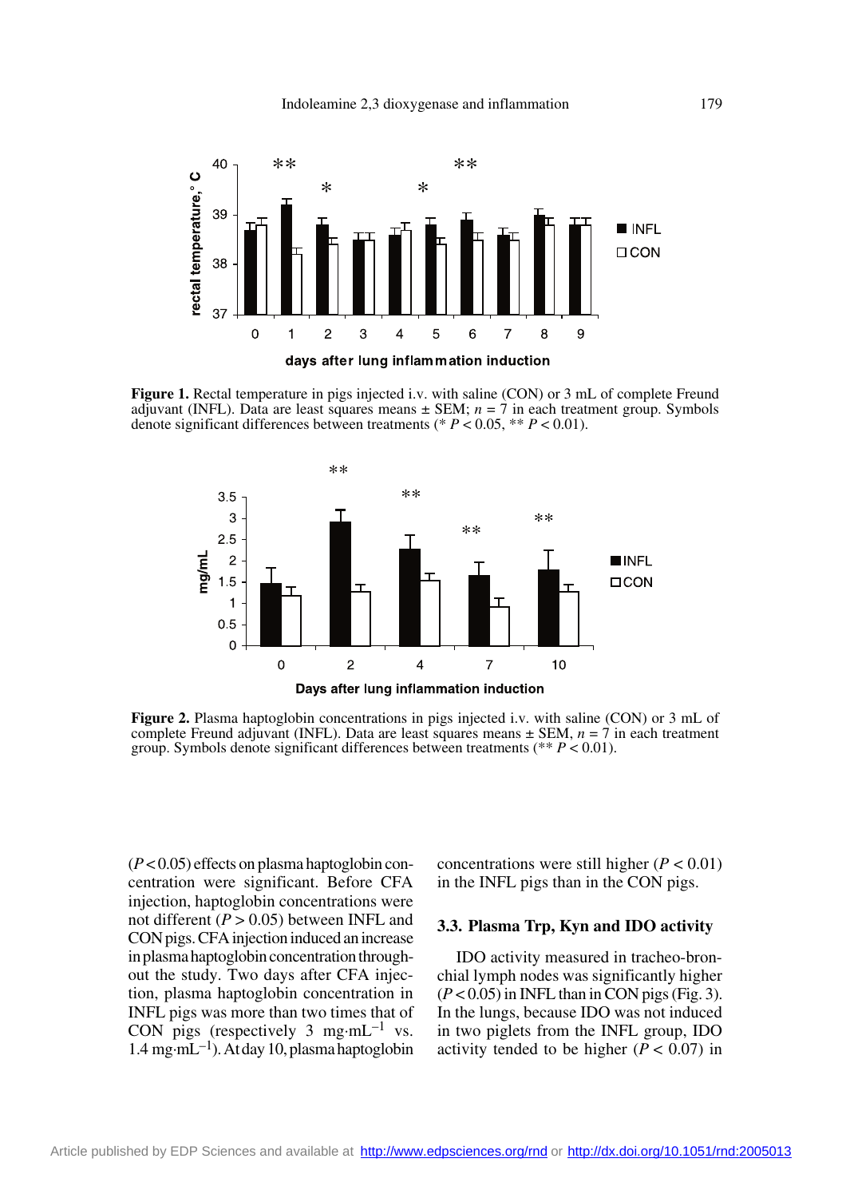**Figure 1.** Rectal temperature in pigs injected i.v. with saline (CON) or 3 mL of complete Freund adjuvant (INFL). Data are least squares means ± SEM; $n = 7$ in each treatment group. Symbols denote significant differences between treatments (* $P < 0.05$, ** $P < 0.01$).

**Figure 2.** Plasma haptoglobin concentrations in pigs injected i.v. with saline (CON) or 3 mL of complete Freund adjuvant (INFL). Data are least squares means ± SEM, $n = 7$ in each treatment group. Symbols denote significant differences between treatments (** $P < 0.01$).

($P < 0.05$) effects on plasma haptoglobin concentration were significant. Before CFA injection, haptoglobin concentrations were not different ($P > 0.05$) between INFL and CON pigs. CFA injection induced an increase in plasma haptoglobin concentration throughout the study. Two days after CFA injection, plasma haptoglobin concentration in INFL pigs was more than two times that of CON pigs (respectively 3 $mg \cdot mL^{-1}$ vs. 1.4 $mg \cdot mL^{-1}$). At day 10, plasma haptoglobin concentrations were still higher ($P < 0.01$) in the INFL pigs than in the CON pigs.

### 3.3. Plasma Trp, Kyn and IDO activity

IDO activity measured in tracheo-bronchial lymph nodes was significantly higher ($P < 0.05$) in INFL than in CON pigs (Fig. 3). In the lungs, because IDO was not induced in two piglets from the INFL group, IDO activity tended to be higher ($P < 0.07$) in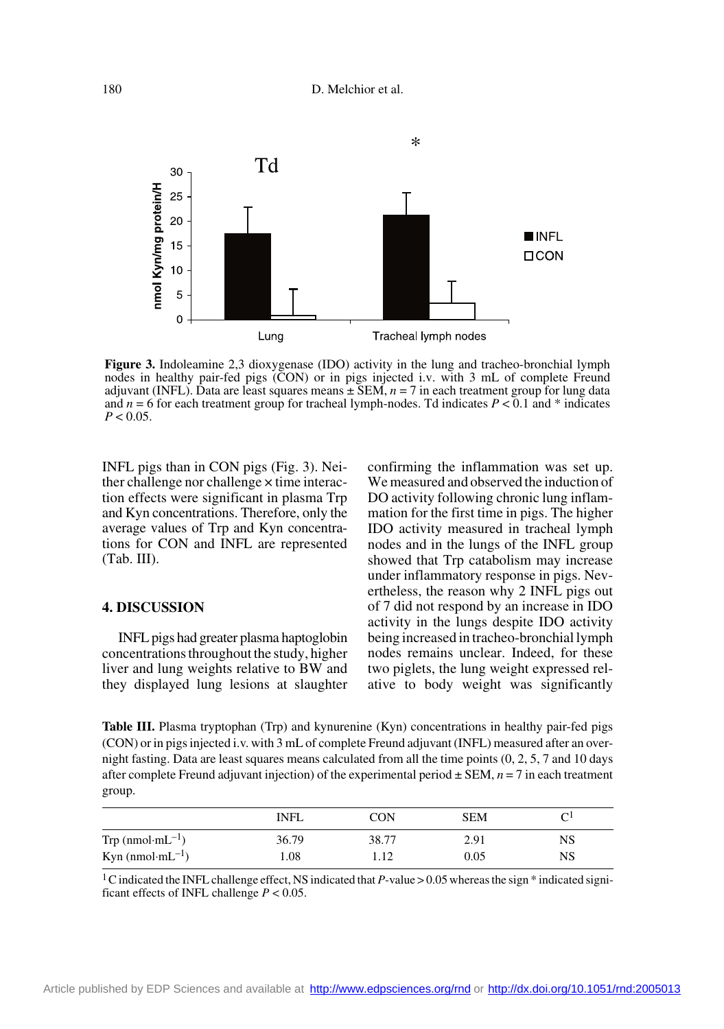Figure 3. Indoleamine 2,3 dioxygenase (IDO) activity in the lung and tracheo-bronchial lymph nodes in healthy pair-fed pigs (CON) or in pigs injected i.v. with 3 mL of complete Freund adjuvant (INFL). Data are least squares means ± SEM, $n = 7$ in each treatment group for lung data and $n = 6$ for each treatment group for tracheal lymph-nodes. Td indicates $P < 0.1$ and * indicates $P < 0.05$.

INFL pigs than in CON pigs (Fig. 3). Neither challenge nor challenge × time interaction effects were significant in plasma Trp and Kyn concentrations. Therefore, only the average values of Trp and Kyn concentrations for CON and INFL are represented (Tab. III).

## 4. DISCUSSION

INFL pigs had greater plasma haptoglobin concentrations throughout the study, higher liver and lung weights relative to BW and they displayed lung lesions at slaughter confirming the inflammation was set up. We measured and observed the induction of DO activity following chronic lung inflammation for the first time in pigs. The higher IDO activity measured in tracheal lymph nodes and in the lungs of the INFL group showed that Trp catabolism may increase under inflammatory response in pigs. Nevertheless, the reason why 2 INFL pigs out of 7 did not respond by an increase in IDO activity in the lungs despite IDO activity being increased in tracheo-bronchial lymph nodes remains unclear. Indeed, for these two piglets, the lung weight expressed relative to body weight was significantly

**Table III.** Plasma tryptophan (Trp) and kynurenine (Kyn) concentrations in healthy pair-fed pigs (CON) or in pigs injected i.v. with 3 mL of complete Freund adjuvant (INFL) measured after an overnight fasting. Data are least squares means calculated from all the time points (0, 2, 5, 7 and 10 days after complete Freund adjuvant injection) of the experimental period ± SEM, $n = 7$ in each treatment group.

| | INFL | CON | SEM | C[1] |
|---|---|---|---|---|
| Trp ($nmol \cdot mL^{-1}$) | 36.79 | 38.77 | 2.91 | NS |
| Kyn ($nmol \cdot mL^{-1}$) | 1.08 | 1.12 | 0.05 | NS |

[1] C indicated the INFL challenge effect, NS indicated that $P$-value > 0.05 whereas the sign * indicated significant effects of INFL challenge $P < 0.05$.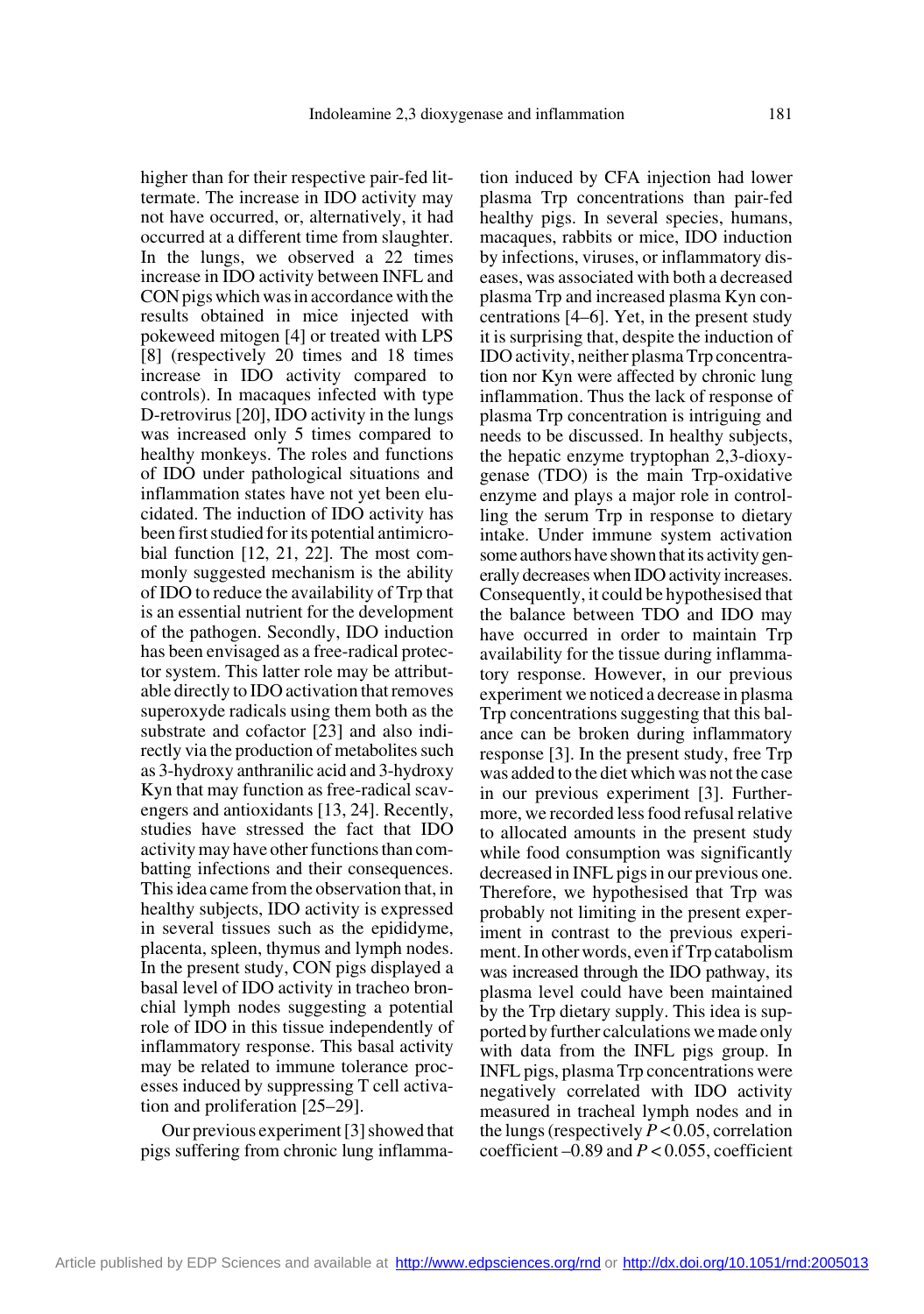higher than for their respective pair-fed littermate. The increase in IDO activity may not have occurred, or, alternatively, it had occurred at a different time from slaughter. In the lungs, we observed a 22 times increase in IDO activity between INFL and CON pigs which was in accordance with the results obtained in mice injected with pokeweed mitogen [4] or treated with LPS [8] (respectively 20 times and 18 times increase in IDO activity compared to controls). In macaques infected with type D-retrovirus [20], IDO activity in the lungs was increased only 5 times compared to healthy monkeys. The roles and functions of IDO under pathological situations and inflammation states have not yet been elucidated. The induction of IDO activity has been first studied for its potential antimicrobial function [12, 21, 22]. The most commonly suggested mechanism is the ability of IDO to reduce the availability of Trp that is an essential nutrient for the development of the pathogen. Secondly, IDO induction has been envisaged as a free-radical protector system. This latter role may be attributable directly to IDO activation that removes superoxyde radicals using them both as the substrate and cofactor [23] and also indirectly via the production of metabolites such as 3-hydroxy anthranilic acid and 3-hydroxy Kyn that may function as free-radical scavengers and antioxidants [13, 24]. Recently, studies have stressed the fact that IDO activity may have other functions than combatting infections and their consequences. This idea came from the observation that, in healthy subjects, IDO activity is expressed in several tissues such as the epididyme, placenta, spleen, thymus and lymph nodes. In the present study, CON pigs displayed a basal level of IDO activity in tracheo bronchial lymph nodes suggesting a potential role of IDO in this tissue independently of inflammatory response. This basal activity may be related to immune tolerance processes induced by suppressing T cell activation and proliferation [25–29].

Our previous experiment [3] showed that pigs suffering from chronic lung inflammation induced by CFA injection had lower plasma Trp concentrations than pair-fed healthy pigs. In several species, humans, macaques, rabbits or mice, IDO induction by infections, viruses, or inflammatory diseases, was associated with both a decreased plasma Trp and increased plasma Kyn concentrations [4–6]. Yet, in the present study it is surprising that, despite the induction of IDO activity, neither plasma Trp concentration nor Kyn were affected by chronic lung inflammation. Thus the lack of response of plasma Trp concentration is intriguing and needs to be discussed. In healthy subjects, the hepatic enzyme tryptophan 2,3-dioxygenase (TDO) is the main Trp-oxidative enzyme and plays a major role in controlling the serum Trp in response to dietary intake. Under immune system activation some authors have shown that its activity generally decreases when IDO activity increases. Consequently, it could be hypothesised that the balance between TDO and IDO may have occurred in order to maintain Trp availability for the tissue during inflammatory response. However, in our previous experiment we noticed a decrease in plasma Trp concentrations suggesting that this balance can be broken during inflammatory response [3]. In the present study, free Trp was added to the diet which was not the case in our previous experiment [3]. Furthermore, we recorded less food refusal relative to allocated amounts in the present study while food consumption was significantly decreased in INFL pigs in our previous one. Therefore, we hypothesised that Trp was probably not limiting in the present experiment in contrast to the previous experiment. In other words, even if Trp catabolism was increased through the IDO pathway, its plasma level could have been maintained by the Trp dietary supply. This idea is supported by further calculations we made only with data from the INFL pigs group. In INFL pigs, plasma Trp concentrations were negatively correlated with IDO activity measured in tracheal lymph nodes and in the lungs (respectively $P < 0.05$, correlation coefficient –0.89 and $P < 0.055$, coefficient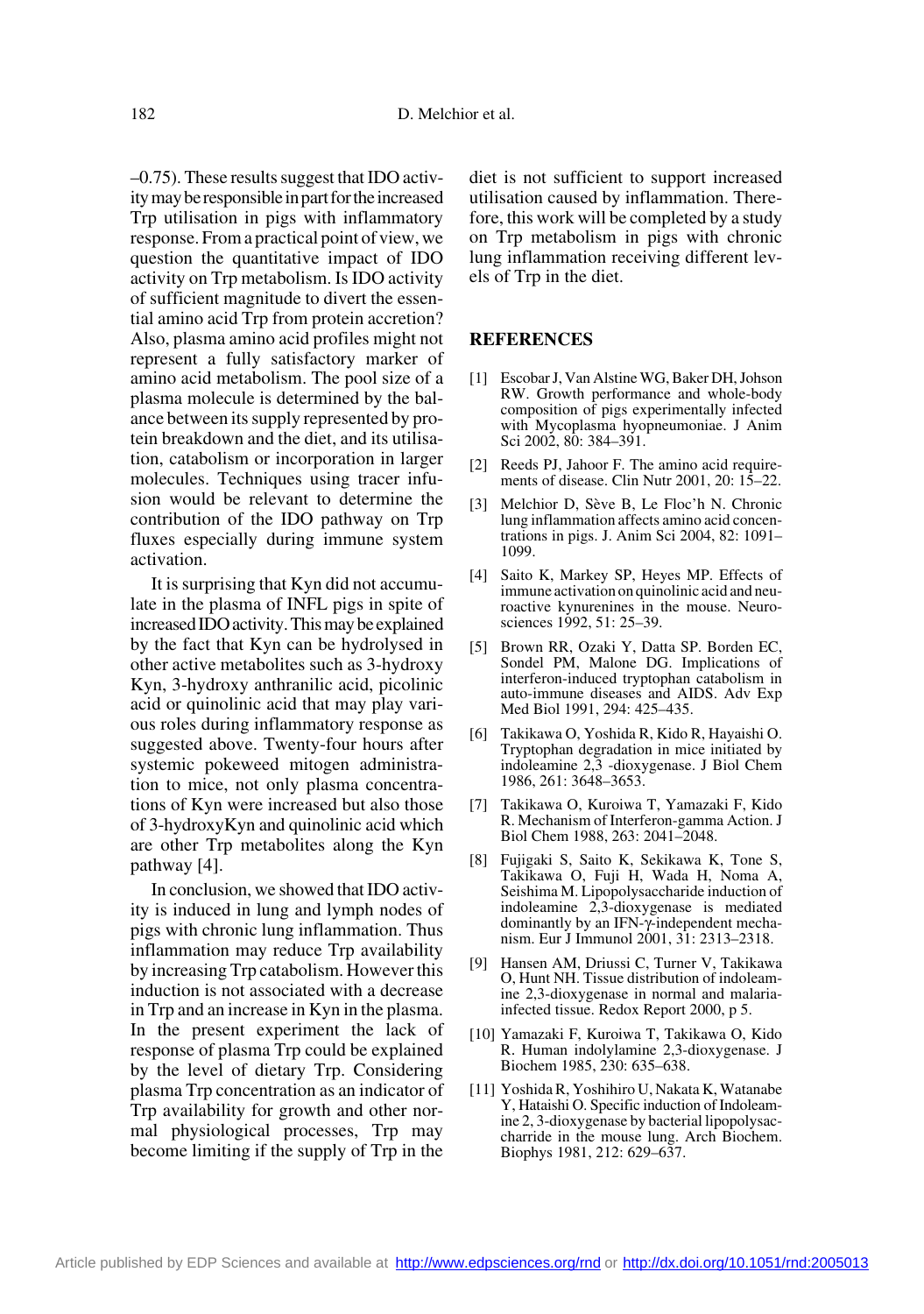–0.75). These results suggest that IDO activity may be responsible in part for the increased Trp utilisation in pigs with inflammatory response. From a practical point of view, we question the quantitative impact of IDO activity on Trp metabolism. Is IDO activity of sufficient magnitude to divert the essential amino acid Trp from protein accretion? Also, plasma amino acid profiles might not represent a fully satisfactory marker of amino acid metabolism. The pool size of a plasma molecule is determined by the balance between its supply represented by protein breakdown and the diet, and its utilisation, catabolism or incorporation in larger molecules. Techniques using tracer infusion would be relevant to determine the contribution of the IDO pathway on Trp fluxes especially during immune system activation.

It is surprising that Kyn did not accumulate in the plasma of INFL pigs in spite of increased IDO activity. This may be explained by the fact that Kyn can be hydrolysed in other active metabolites such as 3-hydroxy Kyn, 3-hydroxy anthranilic acid, picolinic acid or quinolinic acid that may play various roles during inflammatory response as suggested above. Twenty-four hours after systemic pokeweed mitogen administration to mice, not only plasma concentrations of Kyn were increased but also those of 3-hydroxyKyn and quinolinic acid which are other Trp metabolites along the Kyn pathway [4].

In conclusion, we showed that IDO activity is induced in lung and lymph nodes of pigs with chronic lung inflammation. Thus inflammation may reduce Trp availability by increasing Trp catabolism. However this induction is not associated with a decrease in Trp and an increase in Kyn in the plasma. In the present experiment the lack of response of plasma Trp could be explained by the level of dietary Trp. Considering plasma Trp concentration as an indicator of Trp availability for growth and other normal physiological processes, Trp may become limiting if the supply of Trp in the diet is not sufficient to support increased utilisation caused by inflammation. Therefore, this work will be completed by a study on Trp metabolism in pigs with chronic lung inflammation receiving different levels of Trp in the diet.

## REFERENCES

[1] Escobar J, Van Alstine WG, Baker DH, Johson RW. Growth performance and whole-body composition of pigs experimentally infected with Mycoplasma hyopneumoniae. J Anim Sci 2002, 80: 384–391.

[2] Reeds PJ, Jahoor F. The amino acid requirements of disease. Clin Nutr 2001, 20: 15–22.

[3] Melchior D, Sève B, Le Floc'h N. Chronic lung inflammation affects amino acid concentrations in pigs. J. Anim Sci 2004, 82: 1091–1099.

[4] Saito K, Markey SP, Heyes MP. Effects of immune activation on quinolinic acid and neuroactive kynurenines in the mouse. Neurosciences 1992, 51: 25–39.

[5] Brown RR, Ozaki Y, Datta SP. Borden EC, Sondel PM, Malone DG. Implications of interferon-induced tryptophan catabolism in auto-immune diseases and AIDS. Adv Exp Med Biol 1991, 294: 425–435.

[6] Takikawa O, Yoshida R, Kido R, Hayaishi O. Tryptophan degradation in mice initiated by indoleamine 2,3 -dioxygenase. J Biol Chem 1986, 261: 3648–3653.

[7] Takikawa O, Kuroiwa T, Yamazaki F, Kido R. Mechanism of Interferon-gamma Action. J Biol Chem 1988, 263: 2041–2048.

[8] Fujigaki S, Saito K, Sekikawa K, Tone S, Takikawa O, Fuji H, Wada H, Noma A, Seishima M. Lipopolysaccharide induction of indoleamine 2,3-dioxygenase is mediated dominantly by an IFN-γ-independent mechanism. Eur J Immunol 2001, 31: 2313–2318.

[9] Hansen AM, Driussi C, Turner V, Takikawa O, Hunt NH. Tissue distribution of indoleamine 2,3-dioxygenase in normal and malaria-infected tissue. Redox Report 2000, p 5.

[10] Yamazaki F, Kuroiwa T, Takikawa O, Kido R. Human indolylamine 2,3-dioxygenase. J Biochem 1985, 230: 635–638.

[11] Yoshida R, Yoshihiro U, Nakata K, Watanabe Y, Hataishi O. Specific induction of Indoleamine 2, 3-dioxygenase by bacterial lipopolysaccharide in the mouse lung. Arch Biochem. Biophys 1981, 212: 629–637.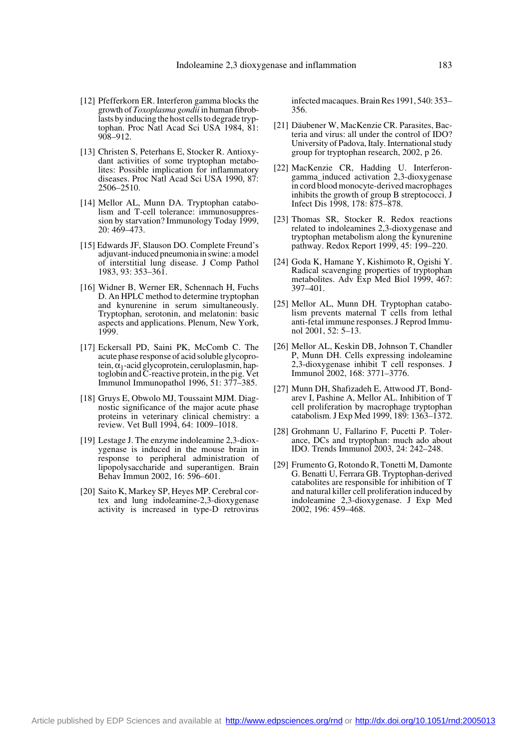[12] Pfefferkorn ER. Interferon gamma blocks the growth of *Toxoplasma gondii* in human fibroblasts by inducing the host cells to degrade tryptophan. Proc Natl Acad Sci USA 1984, 81: 908–912.

[13] Christen S, Peterhans E, Stocker R. Antioxydant activities of some tryptophan metabolites: Possible implication for inflammatory diseases. Proc Natl Acad Sci USA 1990, 87: 2506–2510.

[14] Mellor AL, Munn DA. Tryptophan catabolism and T-cell tolerance: immunosuppression by starvation? Immunology Today 1999, 20: 469–473.

[15] Edwards JF, Slauson DO. Complete Freund's adjuvant-induced pneumonia in swine: a model of interstitial lung disease. J Comp Pathol 1983, 93: 353–361.

[16] Widner B, Werner ER, Schennach H, Fuchs D. An HPLC method to determine tryptophan and kynurenine in serum simultaneously. Tryptophan, serotonin, and melatonin: basic aspects and applications. Plenum, New York, 1999.

[17] Eckersall PD, Saini PK, McComb C. The acute phase response of acid soluble glycoprotein, $\alpha_1$-acid glycoprotein, ceruloplasmin, haptoglobin and C-reactive protein, in the pig. Vet Immunol Immunopathol 1996, 51: 377–385.

[18] Gruys E, Obwolo MJ, Toussaint MJM. Diagnostic significance of the major acute phase proteins in veterinary clinical chemistry: a review. Vet Bull 1994, 64: 1009–1018.

[19] Lestage J. The enzyme indoleamine 2,3-dioxygenase is induced in the mouse brain in response to peripheral administration of lipopolysaccharide and superantigen. Brain Behav Immun 2002, 16: 596–601.

[20] Saito K, Markey SP, Heyes MP. Cerebral cortex and lung indoleamine-2,3-dioxygenase activity is increased in type-D retrovirus infected macaques. Brain Res 1991, 540: 353–356.

[21] Däubener W, MacKenzie CR. Parasites, Bacteria and virus: all under the control of IDO? University of Padova, Italy. International study group for tryptophan research, 2002, p 26.

[22] MacKenzie CR, Hadding U. Interferon-gamma_induced activation 2,3-dioxygenase in cord blood monocyte-derived macrophages inhibits the growth of group B streptococci. J Infect Dis 1998, 178: 875–878.

[23] Thomas SR, Stocker R. Redox reactions related to indoleamines 2,3-dioxygenase and tryptophan metabolism along the kynurenine pathway. Redox Report 1999, 45: 199–220.

[24] Goda K, Hamane Y, Kishimoto R, Ogishi Y. Radical scavenging properties of tryptophan metabolites. Adv Exp Med Biol 1999, 467: 397–401.

[25] Mellor AL, Munn DH. Tryptophan catabolism prevents maternal T cells from lethal anti-fetal immune responses. J Reprod Immunol 2001, 52: 5–13.

[26] Mellor AL, Keskin DB, Johnson T, Chandler P, Munn DH. Cells expressing indoleamine 2,3-dioxygenase inhibit T cell responses. J Immunol 2002, 168: 3771–3776.

[27] Munn DH, Shafizadeh E, Attwood JT, Bondarev I, Pashine A, Mellor AL. Inhibition of T cell proliferation by macrophage tryptophan catabolism. J Exp Med 1999, 189: 1363–1372.

[28] Grohmann U, Fallarino F, Pucetti P. Tolerance, DCs and tryptophan: much ado about IDO. Trends Immunol 2003, 24: 242–248.

[29] Frumento G, Rotondo R, Tonetti M, Damonte G. Benatti U, Ferrara GB. Tryptophan-derived catabolites are responsible for inhibition of T and natural killer cell proliferation induced by indoleamine 2,3-dioxygenase. J Exp Med 2002, 196: 459–468.